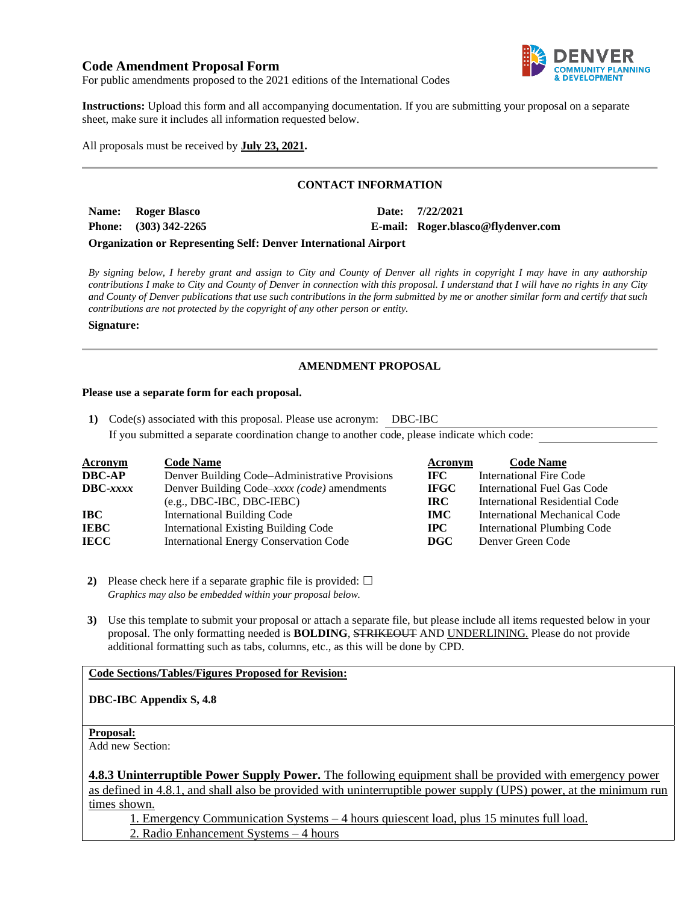# Code Amendment Proposal Form

For public amendments proposed to the 2021 editions of the International Codes

**Instructions:** Upload this form and all accompanying documentation. If you are submitting your proposal on a separate sheet, make sure it includes all information requested below.

All proposals must be received by **July 23, 2021.**

---

## CONTACT INFORMATION

**Name:** **Roger Blasco** **Date:** **7/22/2021**

**Phone:** **(303) 342-2265** **E-mail:** **Roger.blasco@flydenver.com**

**Organization or Representing Self: Denver International Airport**

*By signing below, I hereby grant and assign to City and County of Denver all rights in copyright I may have in any authorship contributions I make to City and County of Denver in connection with this proposal. I understand that I will have no rights in any City and County of Denver publications that use such contributions in the form submitted by me or another similar form and certify that such contributions are not protected by the copyright of any other person or entity.*

**Signature:**

---

## AMENDMENT PROPOSAL

**Please use a separate form for each proposal.**

1) Code(s) associated with this proposal. Please use acronym: DBC-IBC
   If you submitted a separate coordination change to another code, please indicate which code:

| Acronym | Code Name | Acronym | Code Name |
|---|---|---|---|
| **DBC-AP** | Denver Building Code–Administrative Provisions | **IFC** | International Fire Code |
| **DBC-*xxxx*** | Denver Building Code–*xxxx (code)* amendments (e.g., DBC-IBC, DBC-IEBC) | **IFGC** | International Fuel Gas Code |
| | | **IRC** | International Residential Code |
| **IBC** | International Building Code | **IMC** | International Mechanical Code |
| **IEBC** | International Existing Building Code | **IPC** | International Plumbing Code |
| **IECC** | International Energy Conservation Code | **DGC** | Denver Green Code |

2) Please check here if a separate graphic file is provided: ☐
   *Graphics may also be embedded within your proposal below.*

3) Use this template to submit your proposal or attach a separate file, but please include all items requested below in your proposal. The only formatting needed is **BOLDING**, ~~STRIKEOUT~~ AND <u>UNDERLINING.</u> Please do not provide additional formatting such as tabs, columns, etc., as this will be done by CPD.

**<u>Code Sections/Tables/Figures Proposed for Revision:</u>**

**DBC-IBC Appendix S, 4.8**

**<u>Proposal:</u>**

Add new Section:

<u>**4.8.3 Uninterruptible Power Supply Power.** The following equipment shall be provided with emergency power as defined in 4.8.1, and shall also be provided with uninterruptible power supply (UPS) power, at the minimum run times shown.</u>

<u>1. Emergency Communication Systems – 4 hours quiescent load, plus 15 minutes full load.</u>

<u>2. Radio Enhancement Systems – 4 hours</u>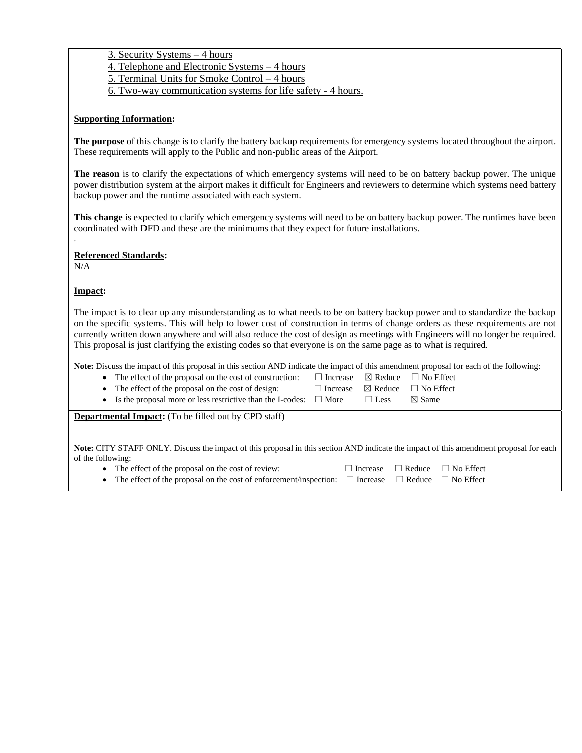3. Security Systems – 4 hours
4. Telephone and Electronic Systems – 4 hours
5. Terminal Units for Smoke Control – 4 hours
6. Two-way communication systems for life safety - 4 hours.

**Supporting Information:**

**The purpose** of this change is to clarify the battery backup requirements for emergency systems located throughout the airport. These requirements will apply to the Public and non-public areas of the Airport.

**The reason** is to clarify the expectations of which emergency systems will need to be on battery backup power. The unique power distribution system at the airport makes it difficult for Engineers and reviewers to determine which systems need battery backup power and the runtime associated with each system.

**This change** is expected to clarify which emergency systems will need to be on battery backup power. The runtimes have been coordinated with DFD and these are the minimums that they expect for future installations.

.

**Referenced Standards:**
N/A

**Impact:**

The impact is to clear up any misunderstanding as to what needs to be on battery backup power and to standardize the backup on the specific systems. This will help to lower cost of construction in terms of change orders as these requirements are not currently written down anywhere and will also reduce the cost of design as meetings with Engineers will no longer be required. This proposal is just clarifying the existing codes so that everyone is on the same page as to what is required.

**Note:** Discuss the impact of this proposal in this section AND indicate the impact of this amendment proposal for each of the following:

- The effect of the proposal on the cost of construction: ☐ Increase ☒ Reduce ☐ No Effect
- The effect of the proposal on the cost of design: ☐ Increase ☒ Reduce ☐ No Effect
- Is the proposal more or less restrictive than the I-codes: ☐ More ☐ Less ☒ Same

**Departmental Impact:** (To be filled out by CPD staff)

**Note:** CITY STAFF ONLY. Discuss the impact of this proposal in this section AND indicate the impact of this amendment proposal for each of the following:

- The effect of the proposal on the cost of review: ☐ Increase ☐ Reduce ☐ No Effect
- The effect of the proposal on the cost of enforcement/inspection: ☐ Increase ☐ Reduce ☐ No Effect